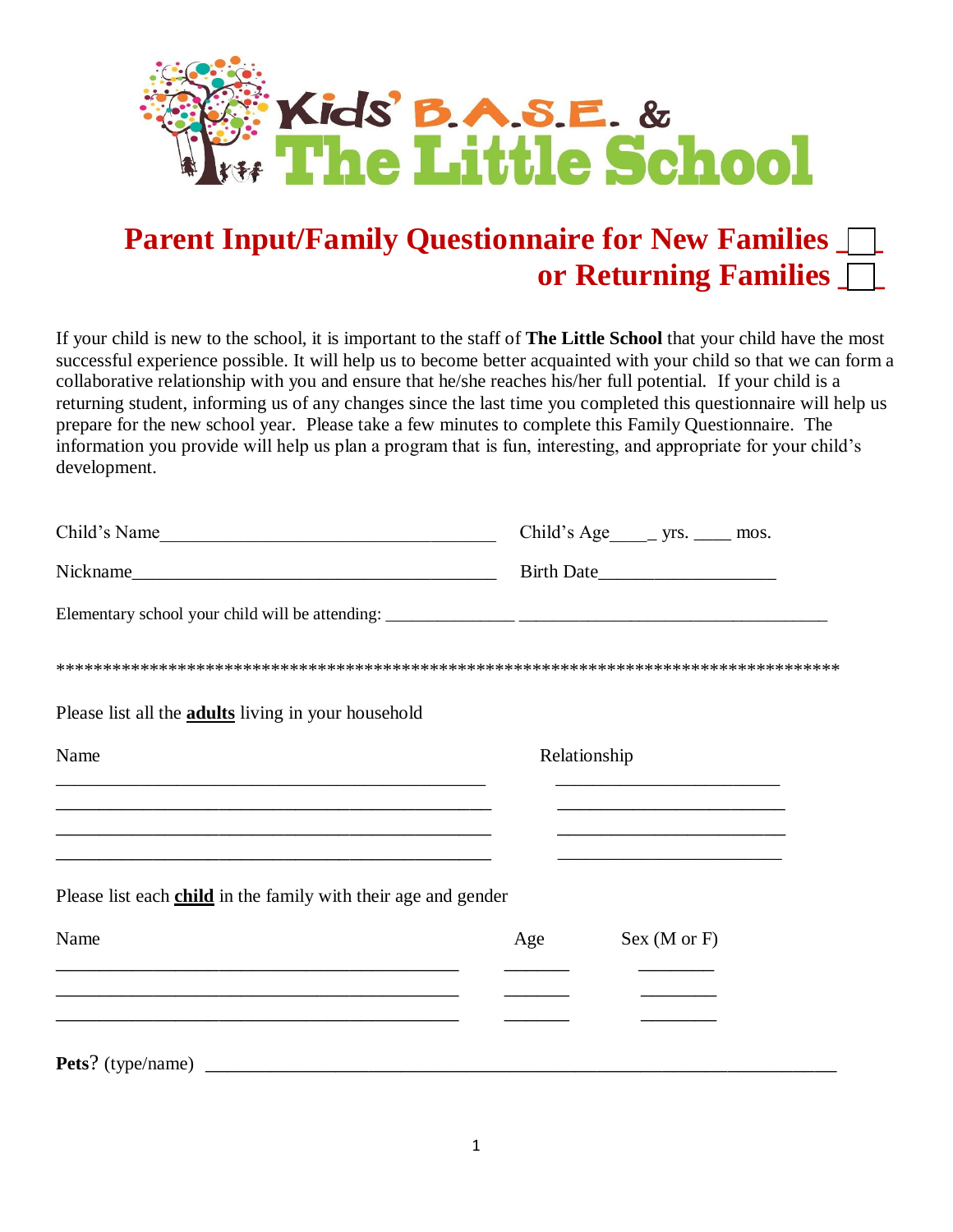# Kids' B.A.S.E. & The Little School

## Parent Input/Family Questionnaire for New Families ☐ or Returning Families ☐

If your child is new to the school, it is important to the staff of **The Little School** that your child have the most successful experience possible. It will help us to become better acquainted with your child so that we can form a collaborative relationship with you and ensure that he/she reaches his/her full potential. If your child is a returning student, informing us of any changes since the last time you completed this questionnaire will help us prepare for the new school year. Please take a few minutes to complete this Family Questionnaire. The information you provide will help us plan a program that is fun, interesting, and appropriate for your child's development.

Child's Name_____________________________________ Child's Age_____ yrs. ____ mos.

Nickname________________________________________ Birth Date___________________

Elementary school your child will be attending: _______________ ____________________________________

*************************************************************************************

Please list all the **adults** living in your household

| Name | Relationship |
|---|---|
| ______________________________________________ | ________________________ |
| ______________________________________________ | ________________________ |
| ______________________________________________ | ________________________ |
| ______________________________________________ | ________________________ |

Please list each **child** in the family with their age and gender

| Name | Age | Sex (M or F) |
|---|---|---|
| ____________________________________________ | _______ | ________ |
| ____________________________________________ | _______ | ________ |
| ____________________________________________ | _______ | ________ |

**Pets**? (type/name) ____________________________________________________________________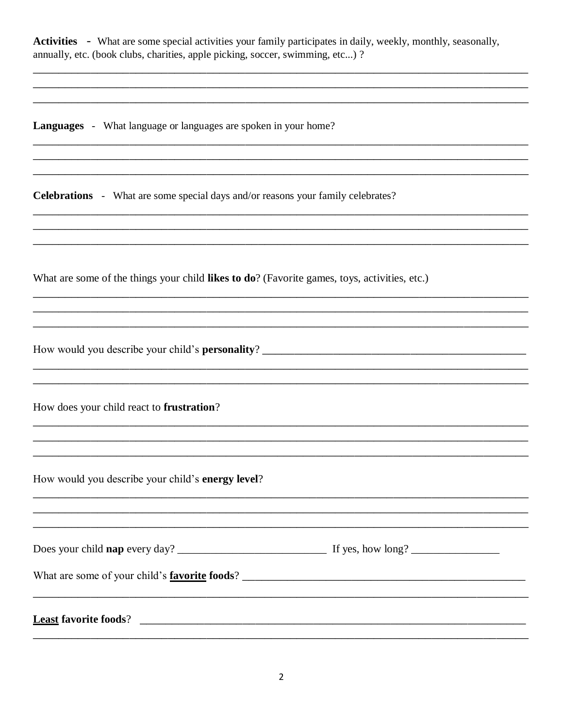**Activities** - What are some special activities your family participates in daily, weekly, monthly, seasonally, annually, etc. (book clubs, charities, apple picking, soccer, swimming, etc...) ?

______________________________________________________________________________________
______________________________________________________________________________________
______________________________________________________________________________________

**Languages** - What language or languages are spoken in your home?

______________________________________________________________________________________
______________________________________________________________________________________
______________________________________________________________________________________

**Celebrations** - What are some special days and/or reasons your family celebrates?

______________________________________________________________________________________
______________________________________________________________________________________
______________________________________________________________________________________

What are some of the things your child **likes to do**? (Favorite games, toys, activities, etc.)

______________________________________________________________________________________
______________________________________________________________________________________
______________________________________________________________________________________

How would you describe your child's **personality**? ______________________________________________

______________________________________________________________________________________
______________________________________________________________________________________

How does your child react to **frustration**?

______________________________________________________________________________________
______________________________________________________________________________________
______________________________________________________________________________________

How would you describe your child's **energy level**?

______________________________________________________________________________________
______________________________________________________________________________________
______________________________________________________________________________________

Does your child **nap** every day? ___________________________ If yes, how long? ________________

What are some of your child's **<u>favorite</u> foods**? ______________________________________________

______________________________________________________________________________________

**<u>Least</u> favorite foods**? ______________________________________________________________

______________________________________________________________________________________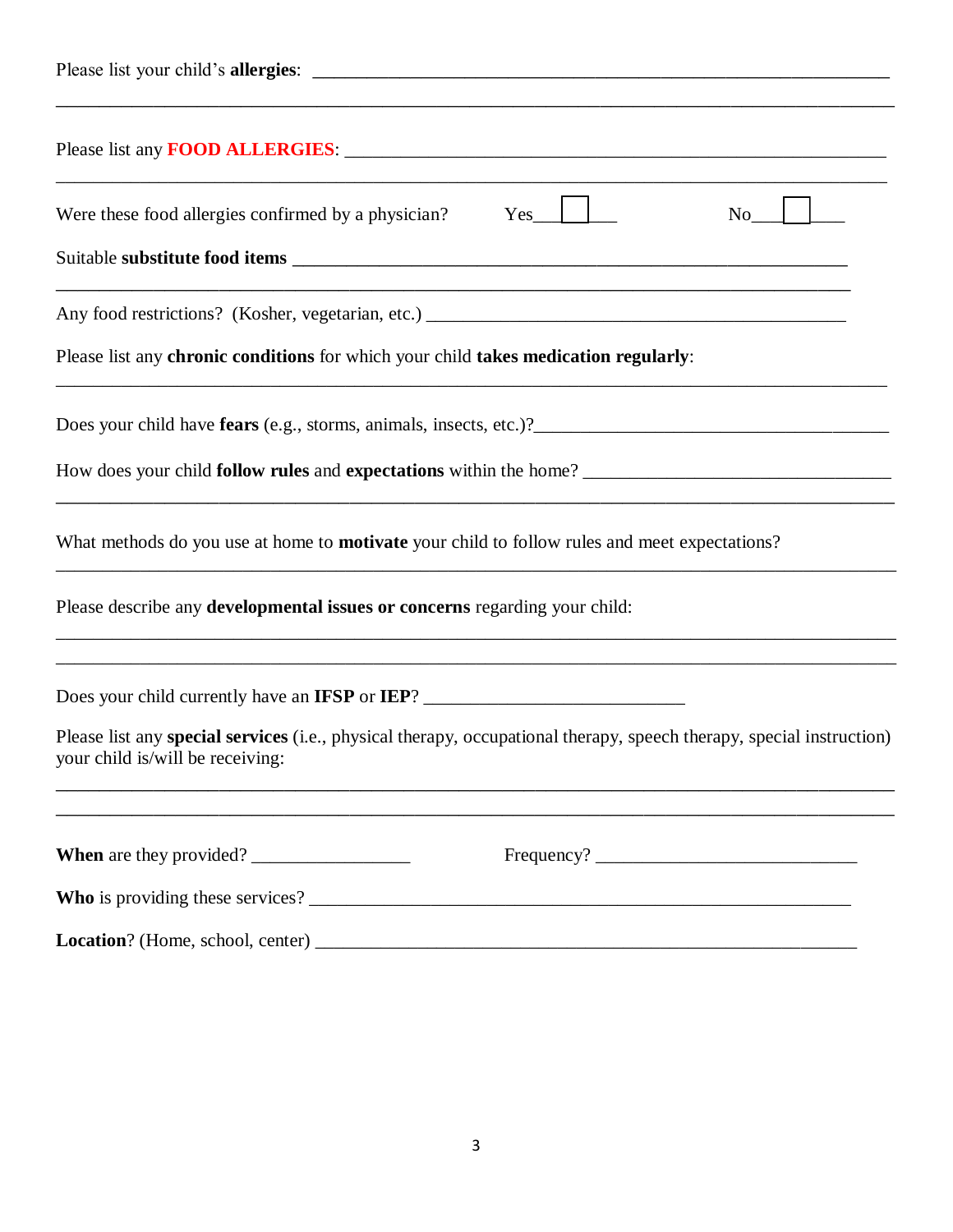Please list your child's **allergies**: ___________________________________________________________

_____________________________________________________________________________________

Please list any **FOOD ALLERGIES**: ____________________________________________________

_____________________________________________________________________________________

Were these food allergies confirmed by a physician? Yes___☐___ No___☐___

Suitable **substitute food items** _______________________________________________________

_____________________________________________________________________________________

Any food restrictions? (Kosher, vegetarian, etc.) _______________________________________

Please list any **chronic conditions** for which your child **takes medication regularly**:

_____________________________________________________________________________________

Does your child have **fears** (e.g., storms, animals, insects, etc.)?_____________________________

How does your child **follow rules** and **expectations** within the home? _________________________

_____________________________________________________________________________________

What methods do you use at home to **motivate** your child to follow rules and meet expectations?

_____________________________________________________________________________________

Please describe any **developmental issues or concerns** regarding your child:

_____________________________________________________________________________________

_____________________________________________________________________________________

Does your child currently have an **IFSP** or **IEP**? ___________________________

Please list any **special services** (i.e., physical therapy, occupational therapy, speech therapy, special instruction) your child is/will be receiving:

_____________________________________________________________________________________

_____________________________________________________________________________________

**When** are they provided? _________________ Frequency? ___________________________

**Who** is providing these services? _______________________________________________________

**Location**? (Home, school, center) _______________________________________________________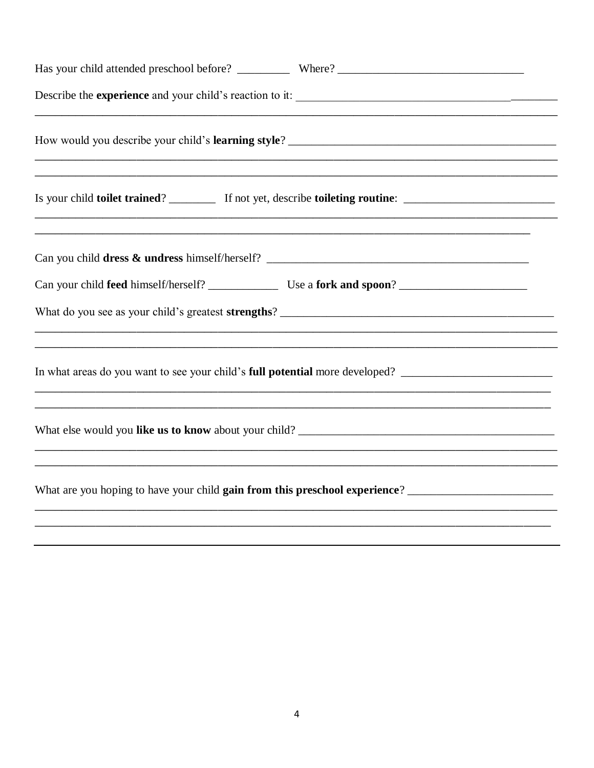Has your child attended preschool before? _________ Where? _________________________________

Describe the **experience** and your child's reaction to it: _____________________________________________
_____________________________________________________________________________________________

How would you describe your child's **learning style**? _________________________________________________
_____________________________________________________________________________________________
_____________________________________________________________________________________________

Is your child **toilet trained**? ________ If not yet, describe **toileting routine**: __________________________
_____________________________________________________________________________________________
_____________________________________________________________________________________________

Can you child **dress & undress** himself/herself? _____________________________________________

Can your child **feed** himself/herself? ____________ Use a **fork and spoon**? ______________________

What do you see as your child's greatest **strengths**? ___________________________________________________
_____________________________________________________________________________________________
_____________________________________________________________________________________________

In what areas do you want to see your child's **full potential** more developed? __________________________
_____________________________________________________________________________________________
_____________________________________________________________________________________________

What else would you **like us to know** about your child? _____________________________________________
_____________________________________________________________________________________________
_____________________________________________________________________________________________

What are you hoping to have your child **gain from this preschool experience**? _________________________
_____________________________________________________________________________________________
_____________________________________________________________________________________________
_____________________________________________________________________________________________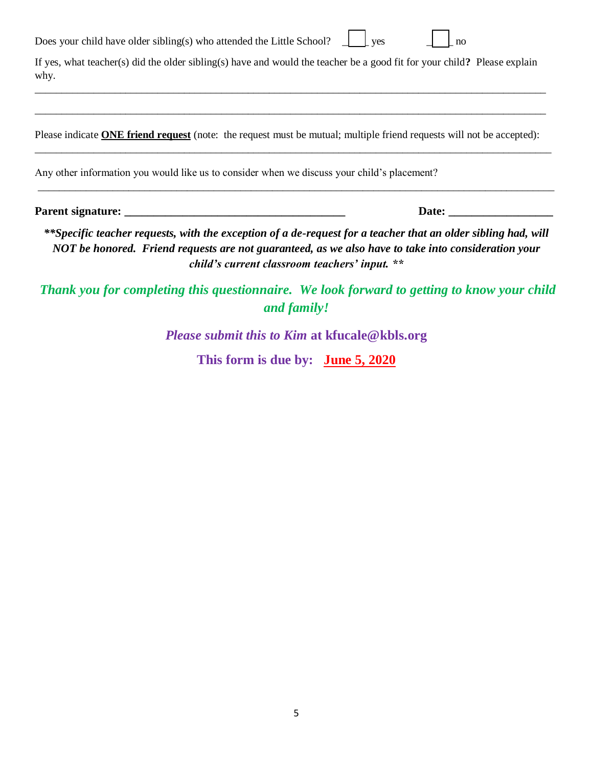Does your child have older sibling(s) who attended the Little School? ☐ yes ☐ no

If yes, what teacher(s) did the older sibling(s) have and would the teacher be a good fit for your child**?** Please explain why.

_______________________________________________________________________________________________

_______________________________________________________________________________________________

Please indicate **ONE friend request** (note: the request must be mutual; multiple friend requests will not be accepted):

_______________________________________________________________________________________________

Any other information you would like us to consider when we discuss your child's placement?

_______________________________________________________________________________________________

**Parent signature: _______________________________________ Date: _________________**

***\*\*Specific teacher requests, with the exception of a de-request for a teacher that an older sibling had, will NOT be honored. Friend requests are not guaranteed, as we also have to take into consideration your child's current classroom teachers' input. \*\****

***Thank you for completing this questionnaire. We look forward to getting to know your child and family!***

***Please submit this to Kim* at kfucale@kbls.org**

**This form is due by: June 5, 2020**